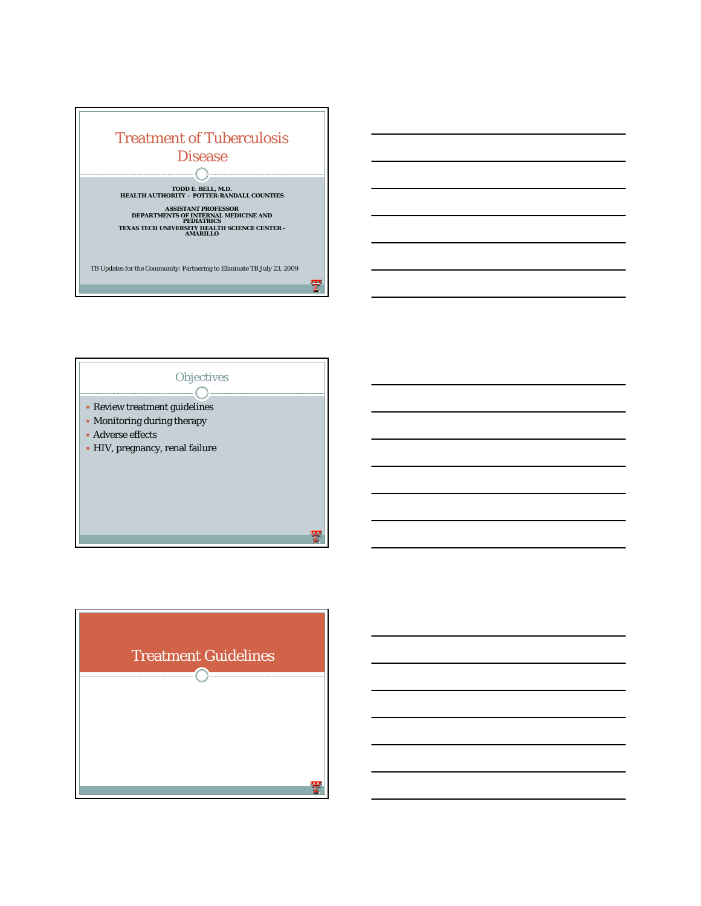# Treatment of Tuberculosis Disease

**TODD E. BELL, M.D.**
**HEALTH AUTHORITY – POTTER-RANDALL COUNTIES**

**ASSISTANT PROFESSOR**
**DEPARTMENTS OF INTERNAL MEDICINE AND PEDIATRICS**
**TEXAS TECH UNIVERSITY HEALTH SCIENCE CENTER - AMARILLO**

TB Updates for the Community: Partnering to Eliminate TB July 23, 2009

## Objectives

- Review treatment guidelines
- Monitoring during therapy
- Adverse effects
- HIV, pregnancy, renal failure

## Treatment Guidelines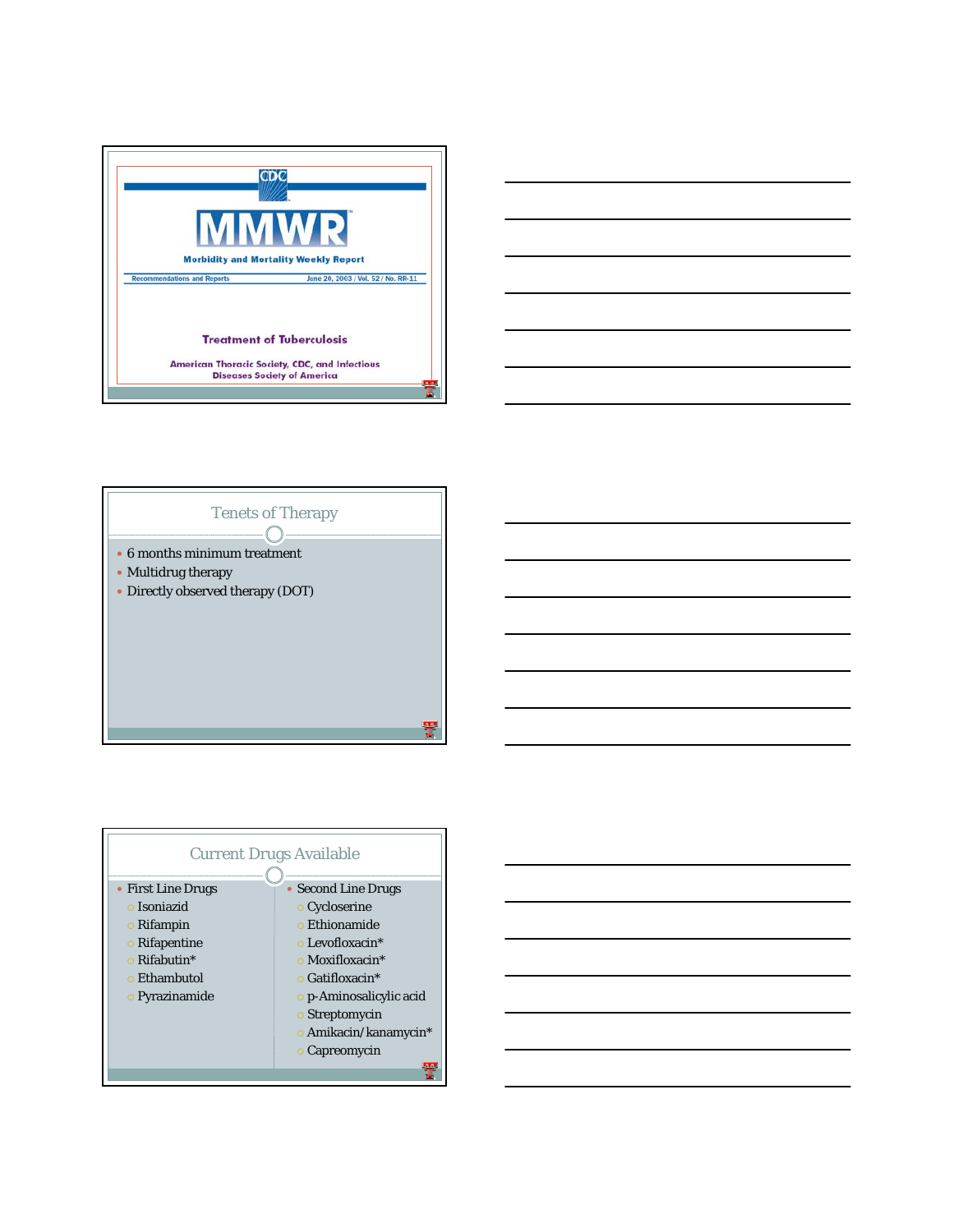CDC

# MMWR

Morbidity and Mortality Weekly Report

Recommendations and Reports — June 20, 2003 / Vol. 52 / No. RR-11

## Treatment of Tuberculosis

American Thoracic Society, CDC, and Infectious Diseases Society of America

## Tenets of Therapy

- 6 months minimum treatment
- Multidrug therapy
- Directly observed therapy (DOT)

## Current Drugs Available

- First Line Drugs
  - Isoniazid
  - Rifampin
  - Rifapentine
  - Rifabutin*
  - Ethambutol
  - Pyrazinamide
- Second Line Drugs
  - Cycloserine
  - Ethionamide
  - Levofloxacin*
  - Moxifloxacin*
  - Gatifloxacin*
  - p-Aminosalicylic acid
  - Streptomycin
  - Amikacin/kanamycin*
  - Capreomycin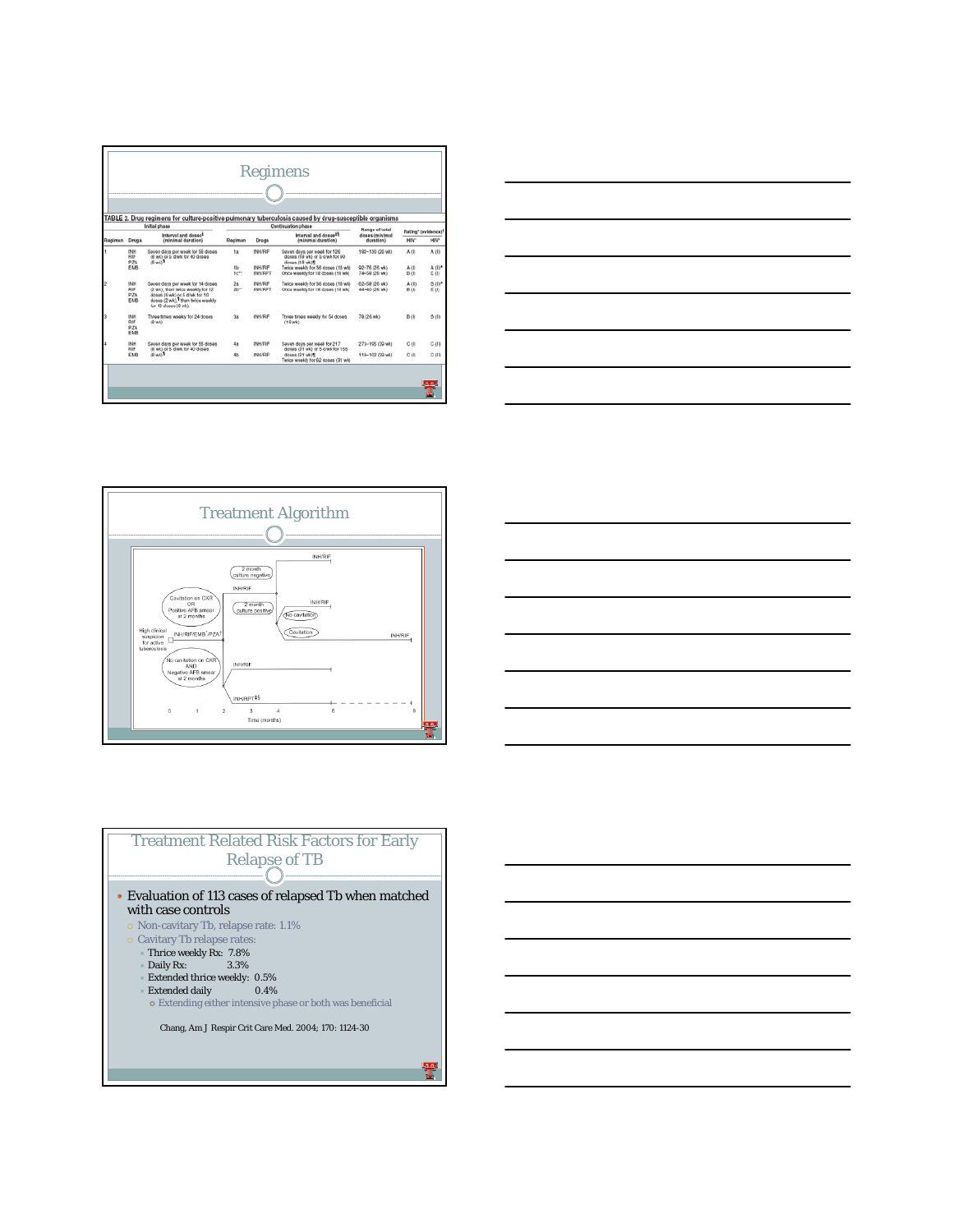## Regimens

**TABLE 2. Drug regimens for culture-positive pulmonary tuberculosis caused by drug-susceptible organisms**

| Initial phase | | | Continuation phase | | | Range of total doses (minimal duration) | Rating* (evidence)† | |
|---|---|---|---|---|---|---|---|---|
| Regimen | Drugs | Interval and doses‡ (minimal duration) | Regimen | Drugs | Interval and doses§|| (minimal duration) | | HIV− | HIV+ |
| 1 | INH RIF PZA EMB | Seven days per week for 56 doses (8 wk) or 5 d/wk for 40 doses (8 wk)¶ | 1a | INH/RIF | Seven days per week for 126 doses (18 wk) or 5 d/wk for 90 doses (18 wk)¶ | 182–130 (26 wk) | A (I) | A (II) |
| | | | 1b | INH/RIF | Twice weekly for 36 doses (18 wk) | 92–76 (26 wk) | A (I) | A (II)# |
| | | | 1c** | INH/RPT | Once weekly for 18 doses (18 wk) | 74–58 (26 wk) | B (I) | E (I) |
| 2 | INH RIF PZA EMB | Seven days per week for 14 doses (2 wk), then twice weekly for 12 doses (6 wk) or 5 d/wk for 10 doses (2 wk)¶ then twice weekly for 12 doses (6 wk) | 2a | INH/RIF | Twice weekly for 36 doses (18 wk) | 62–58 (26 wk) | A (II) | B (II)# |
| | | | 2b** | INH/RPT | Once weekly for 18 doses (18 wk) | 44–40 (26 wk) | B (I) | E (I) |
| 3 | INH RIF PZA EMB | Three times weekly for 24 doses (8 wk) | 3a | INH/RIF | Three times weekly for 54 doses (18 wk) | 78 (26 wk) | B (I) | B (II) |
| 4 | INH RIF EMB | Seven days per week for 56 doses (8 wk) or 5 d/wk for 40 doses (8 wk)¶ | 4a | INH/RIF | Seven days per week for 217 doses (31 wk) or 5 d/wk for 155 doses (31 wk)¶ | 273–195 (39 wk) | C (I) | C (II) |
| | | | 4b | INH/RIF | Twice weekly for 62 doses (31 wk) | 118–102 (39 wk) | C (I) | C (II) |

## Treatment Algorithm

## Treatment Related Risk Factors for Early Relapse of TB

- Evaluation of 113 cases of relapsed Tb when matched with case controls
  - Non-cavitary Tb, relapse rate: 1.1%
  - Cavitary Tb relapse rates:
    - Thrice weekly Rx: 7.8%
    - Daily Rx: 3.3%
    - Extended thrice weekly: 0.5%
    - Extended daily 0.4%
      - Extending either intensive phase or both was beneficial

Chang, Am J Respir Crit Care Med. 2004; 170: 1124-30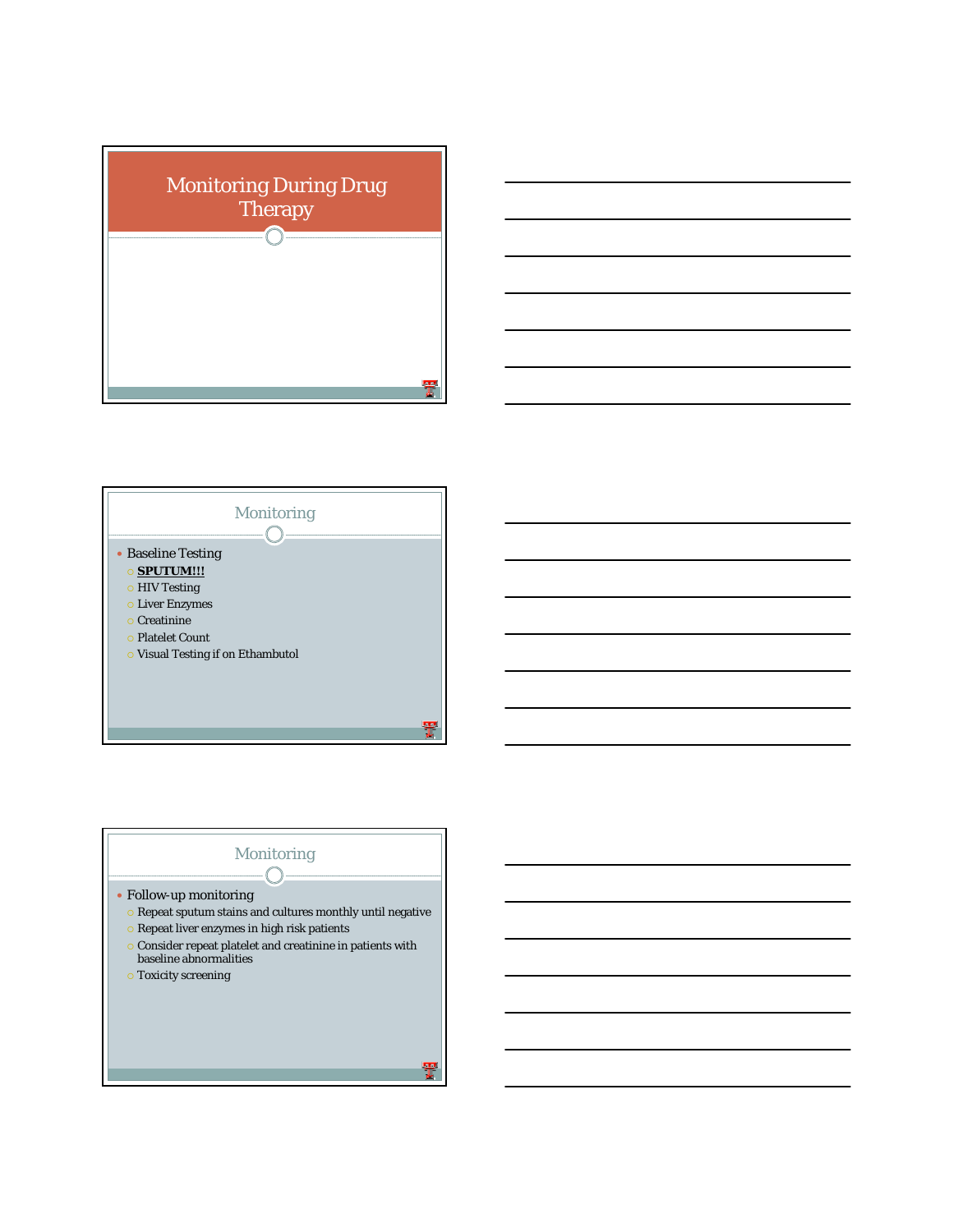# Monitoring During Drug Therapy

## Monitoring

- Baseline Testing
  - **SPUTUM!!!**
  - HIV Testing
  - Liver Enzymes
  - Creatinine
  - Platelet Count
  - Visual Testing if on Ethambutol

## Monitoring

- Follow-up monitoring
  - Repeat sputum stains and cultures monthly until negative
  - Repeat liver enzymes in high risk patients
  - Consider repeat platelet and creatinine in patients with baseline abnormalities
  - Toxicity screening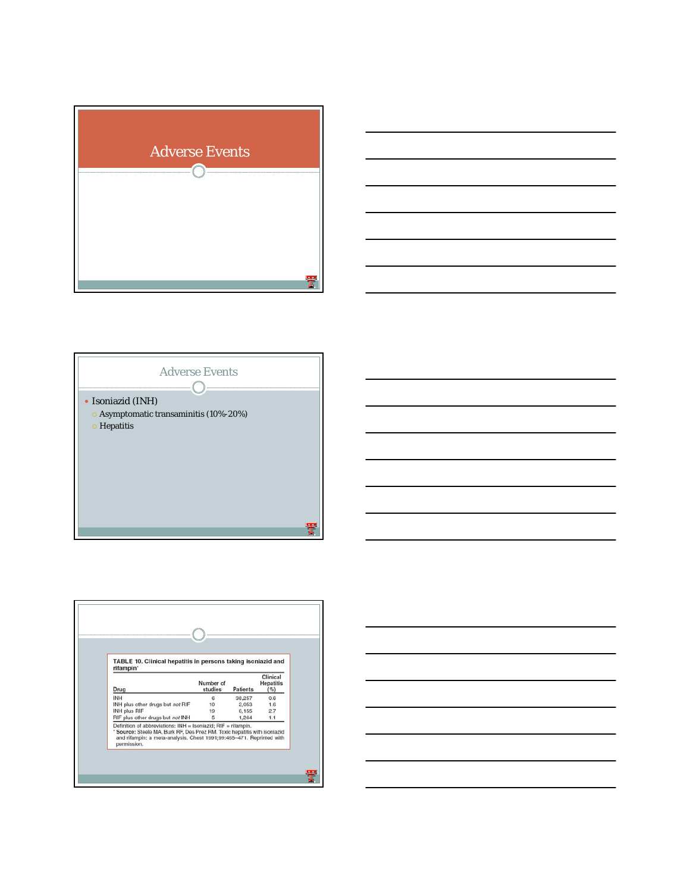# Adverse Events

## Adverse Events

- Isoniazid (INH)
  - Asymptomatic transaminitis (10%-20%)
  - Hepatitis

TABLE 10. Clinical hepatitis in persons taking isoniazid and rifampin*

| Drug | Number of studies | Patients | Clinical Hepatitis (%) |
|---|---|---|---|
| INH | 6 | 38,257 | 0.6 |
| INH plus other drugs but *not* RIF | 10 | 2,053 | 1.6 |
| INH plus RIF | 19 | 6,155 | 2.7 |
| RIF plus other drugs but *not* INH | 5 | 1,264 | 1.1 |

Definition of abbreviations: INH = isoniazid; RIF = rifampin.

\* **Source:** Steele MA, Burk RF, Des Prez RM. Toxic hepatitis with isoniazid and rifampin: a meta-analysis. Chest 1991;99:465–471. Reprinted with permission.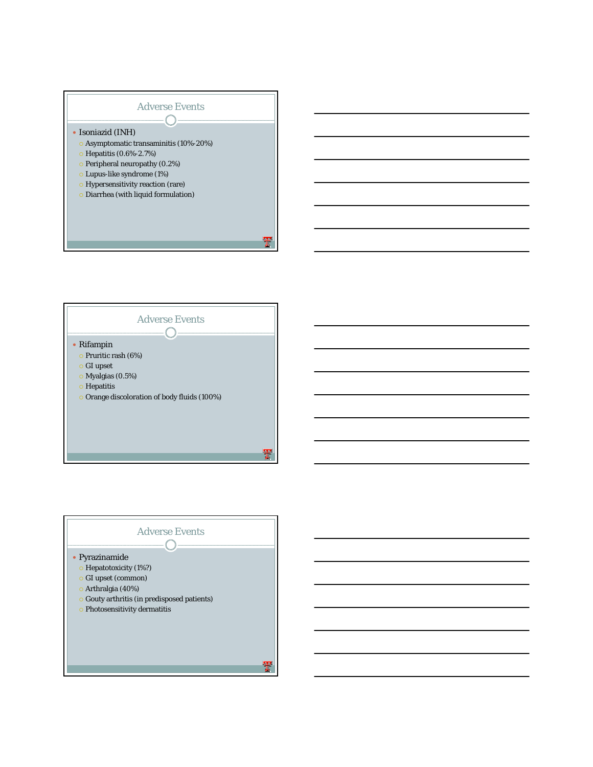## Adverse Events

- Isoniazid (INH)
  - Asymptomatic transaminitis (10%-20%)
  - Hepatitis (0.6%-2.7%)
  - Peripheral neuropathy (0.2%)
  - Lupus-like syndrome (1%)
  - Hypersensitivity reaction (rare)
  - Diarrhea (with liquid formulation)

## Adverse Events

- Rifampin
  - Pruritic rash (6%)
  - GI upset
  - Myalgias (0.5%)
  - Hepatitis
  - Orange discoloration of body fluids (100%)

## Adverse Events

- Pyrazinamide
  - Hepatotoxicity (1%?)
  - GI upset (common)
  - Arthralgia (40%)
  - Gouty arthritis (in predisposed patients)
  - Photosensitivity dermatitis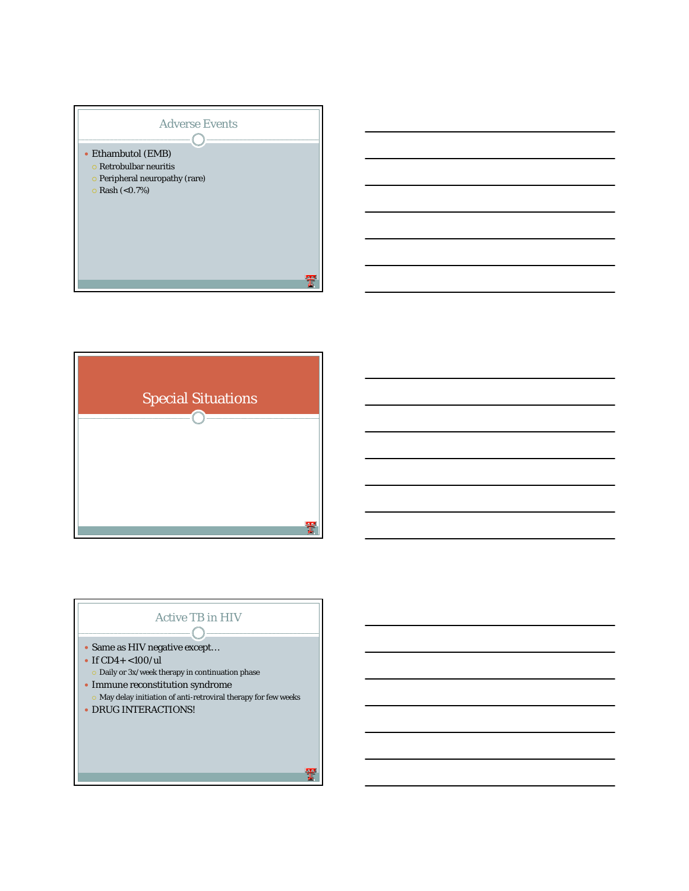## Adverse Events

- Ethambutol (EMB)
  - Retrobulbar neuritis
  - Peripheral neuropathy (rare)
  - Rash (<0.7%)

## Special Situations

## Active TB in HIV

- Same as HIV negative except…
- If CD4+ <100/ul
  - Daily or 3x/week therapy in continuation phase
- Immune reconstitution syndrome
  - May delay initiation of anti-retroviral therapy for few weeks
- DRUG INTERACTIONS!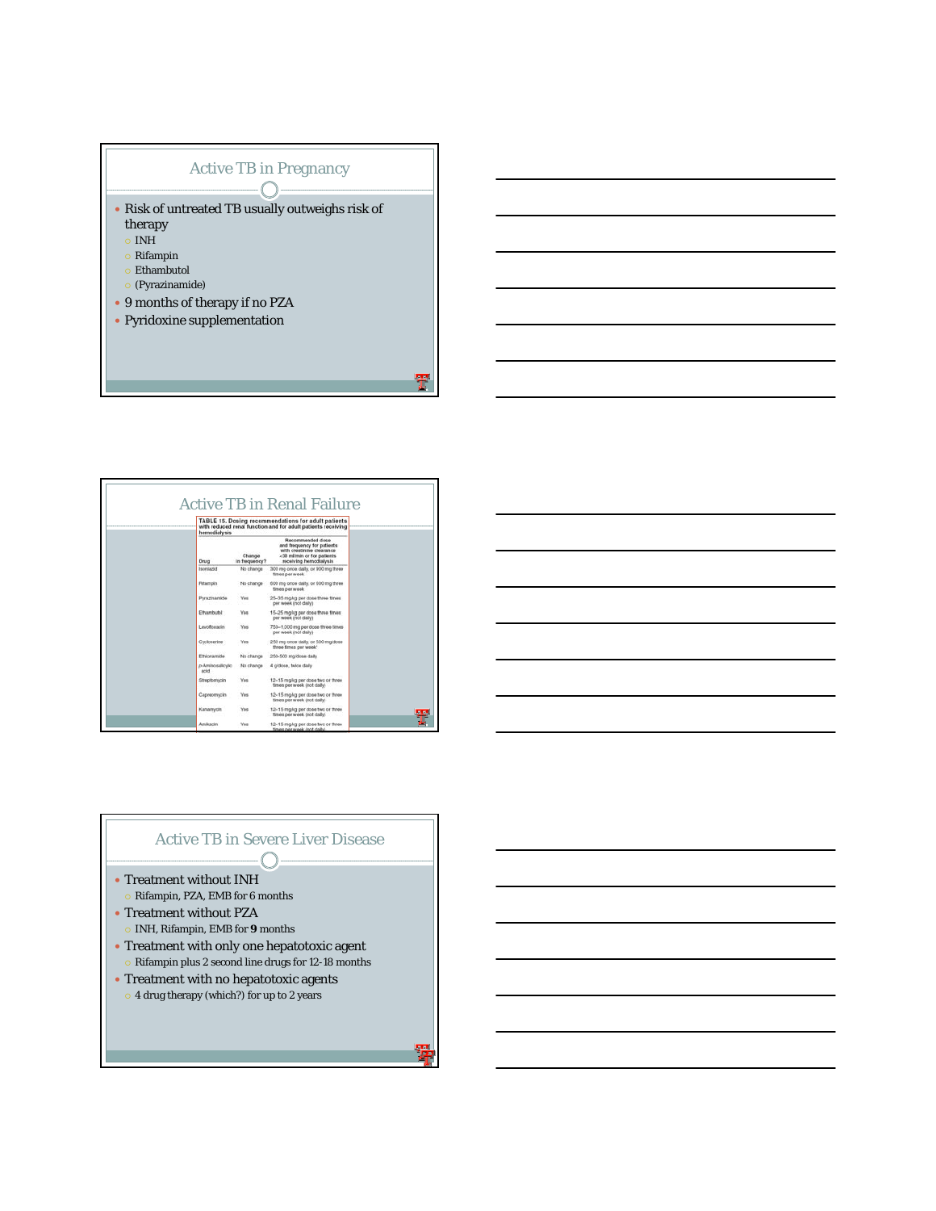## Active TB in Pregnancy

- Risk of untreated TB usually outweighs risk of therapy
  - INH
  - Rifampin
  - Ethambutol
  - (Pyrazinamide)
- 9 months of therapy if no PZA
- Pyridoxine supplementation

## Active TB in Renal Failure

TABLE 15. Dosing recommendations for adult patients with reduced renal function and for adult patients receiving hemodialysis

| Drug | Change in frequency? | Recommended dose and frequency for patients with creatinine clearance <30 ml/min or for patients receiving hemodialysis |
| --- | --- | --- |
| Isoniazid | No change | 300 mg once daily, or 900 mg three times per week |
| Rifampin | No change | 600 mg once daily, or 600 mg three times per week |
| Pyrazinamide | Yes | 25–35 mg/kg per dose three times per week (not daily) |
| Ethambutol | Yes | 15–25 mg/kg per dose three times per week (not daily) |
| Levofloxacin | Yes | 750–1,000 mg per dose three times per week (not daily) |
| Cycloserine | Yes | 250 mg once daily, or 500 mg/dose three times per week* |
| Ethionamide | No change | 250–500 mg/dose daily |
| p-Aminosalicylic acid | No change | 4 g/dose, twice daily |
| Streptomycin | Yes | 12–15 mg/kg per dose two or three times per week (not daily) |
| Capreomycin | Yes | 12–15 mg/kg per dose two or three times per week (not daily) |
| Kanamycin | Yes | 12–15 mg/kg per dose two or three times per week (not daily) |
| Amikacin | Yes | 12–15 mg/kg per dose two or three times per week (not daily) |

## Active TB in Severe Liver Disease

- Treatment without INH
  - Rifampin, PZA, EMB for 6 months
- Treatment without PZA
  - INH, Rifampin, EMB for **9** months
- Treatment with only one hepatotoxic agent
  - Rifampin plus 2 second line drugs for 12-18 months
- Treatment with no hepatotoxic agents
  - 4 drug therapy (which?) for up to 2 years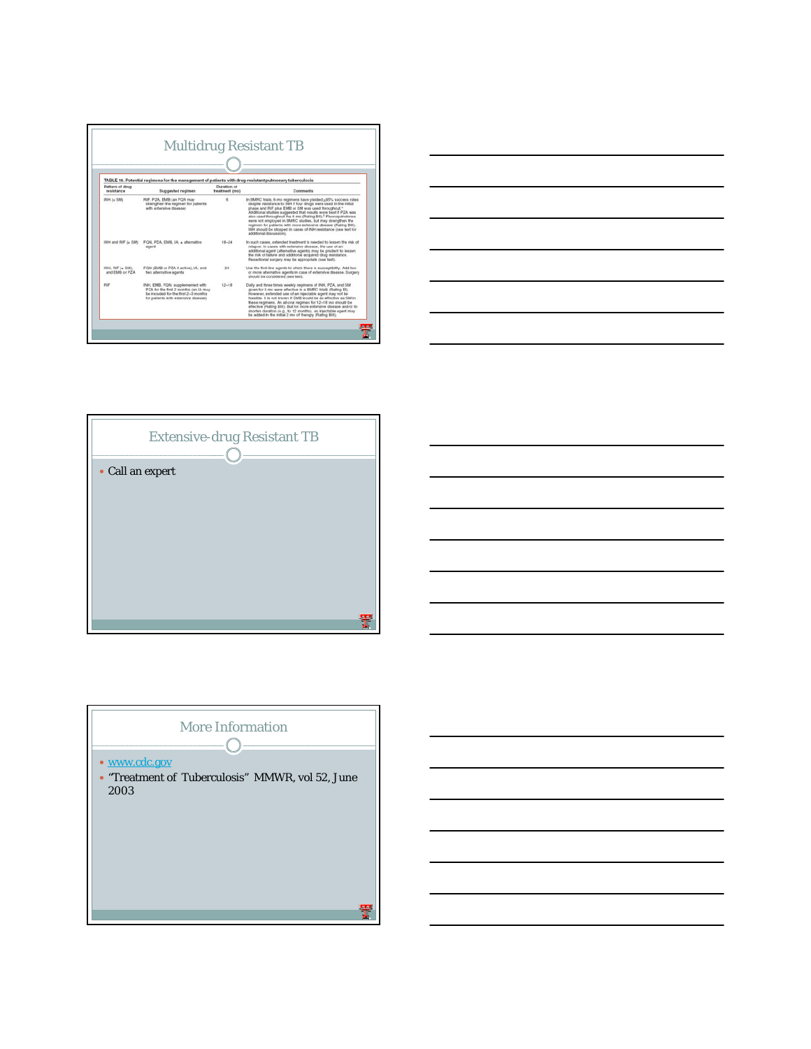## Multidrug Resistant TB

TABLE 16. Potential regimens for the management of patients with drug-resistant pulmonary tuberculosis

| Pattern of drug resistance | Suggested regimen | Duration of treatment (mo) | Comments |
|---|---|---|---|
| INH (± SM) | RIF, PZA, EMB (an FQN may strengthen the regimen for patients with extensive disease) | 6 | In BMRC trials, 6-mo regimens have yielded ≥95% success rates despite resistance to INH if four drugs were used in the initial phase and RIF plus EMB or SM was used throughout.* Additional studies suggested that results were best if PZA was also used throughout the 6 mo (Rating BII).† Fluoroquinolones were not employed in BMRC studies, but may strengthen the regimen for patients with more extensive disease (Rating BIII). INH should be stopped in cases of INH resistance (see text for additional discussion). |
| INH and RIF (± SM) | FQN, PZA, EMB, IA, ± alternative agent | 18–24 | In such cases, extended treatment is needed to lessen the risk of relapse. In cases with extensive disease, the use of an additional agent (alternative agents) may be prudent to lessen the risk of failure and additional acquired drug resistance. Resectional surgery may be appropriate (see text). |
| INH, RIF (± SM), and EMB or PZA | FQN (EMB or PZA if active), IA, and two alternative agents | 24 | Use the first-line agents to which there is susceptibility. Add two or more alternative agents in case of extensive disease. Surgery should be considered (see text). |
| RIF | INH, EMB, FQN, supplemented with PZA for the first 2 months (an IA may be included for the first 2–3 months for patients with extensive disease) | 12–18 | Daily and three times weekly regimens of INH, PZA, and SM given for 9 mo were effective in a BMRC trial‡ (Rating BI). However, extended use of an injectable agent may not be feasible. It is not known if EMB would be as effective as SM in these regimens. An all-oral regimen for 12–18 mo should be effective (Rating BIII). But for more extensive disease and/or to shorten duration (e.g., to 12 months), an injectable agent may be added in the initial 2 mo of therapy (Rating BIII). |

## Extensive-drug Resistant TB

- Call an expert

## More Information

- www.cdc.gov
- "Treatment of Tuberculosis" MMWR, vol 52, June 2003